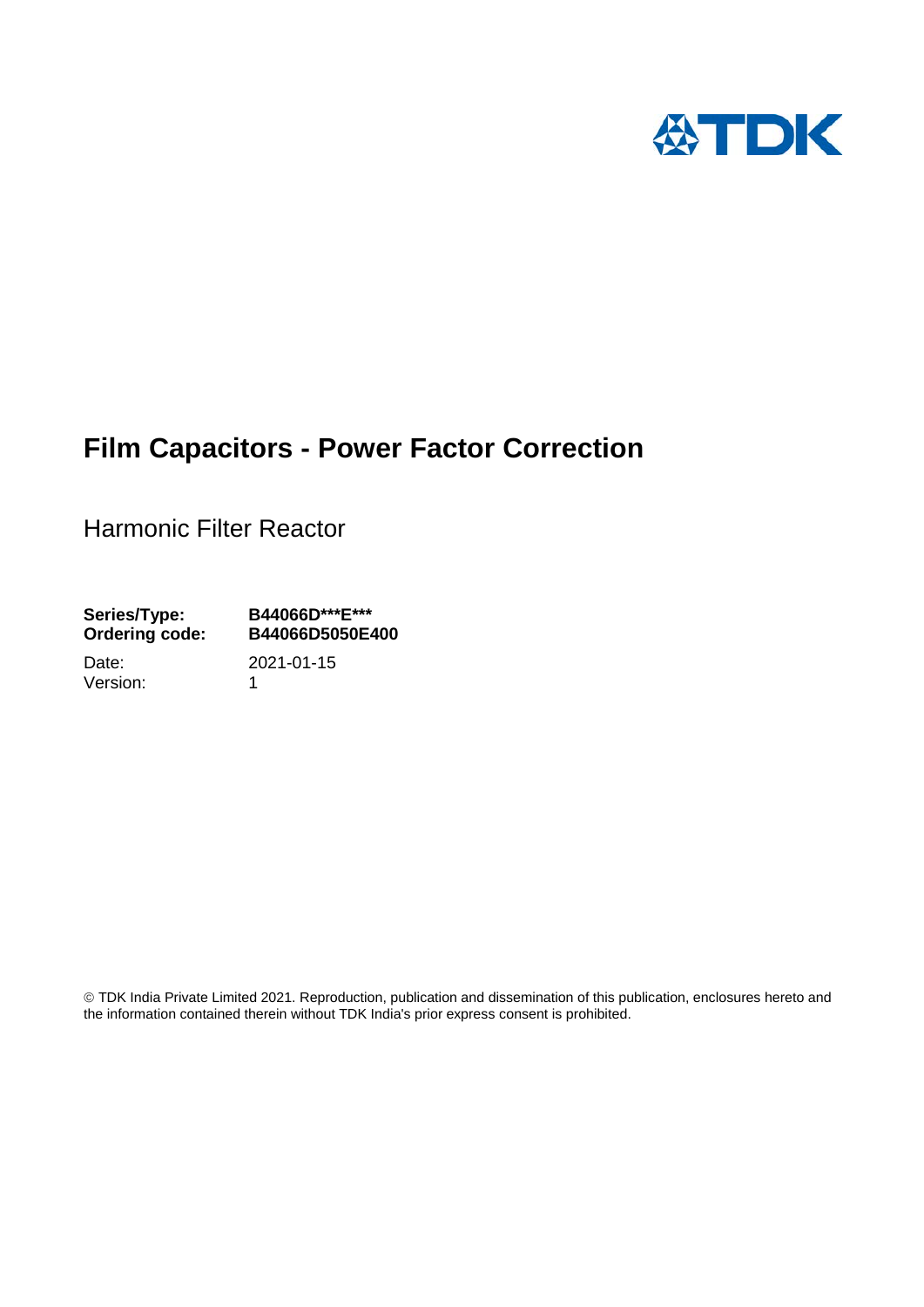# Film Capacitors - Power Factor Correction

Harmonic Filter Reactor

| | |
|---|---|
| **Series/Type:** | **B44066D\*\*\*E\*\*\*** |
| **Ordering code:** | **B44066D5050E400** |
| Date: | 2021-01-15 |
| Version: | 1 |

© TDK India Private Limited 2021. Reproduction, publication and dissemination of this publication, enclosures hereto and the information contained therein without TDK India's prior express consent is prohibited.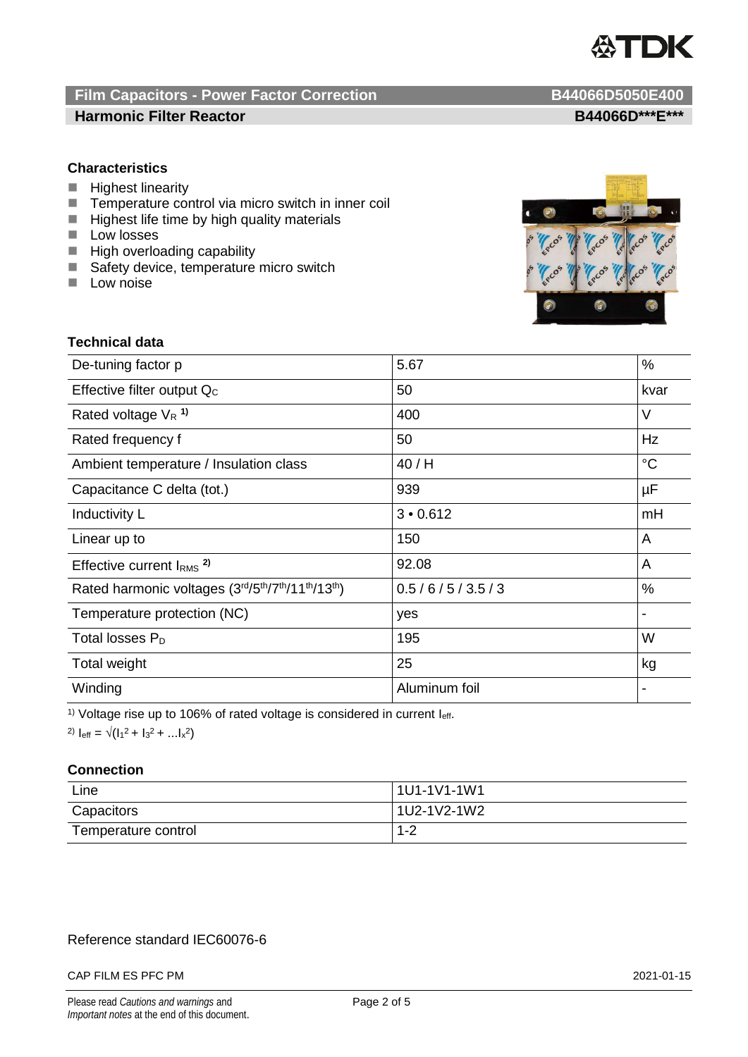## Film Capacitors - Power Factor Correction — B44066D5050E400

## Harmonic Filter Reactor — B44066D***E***

### Characteristics

- Highest linearity
- Temperature control via micro switch in inner coil
- Highest life time by high quality materials
- Low losses
- High overloading capability
- Safety device, temperature micro switch
- Low noise

### Technical data

| | | |
|---|---|---|
| De-tuning factor p | 5.67 | % |
| Effective filter output $Q_C$ | 50 | kvar |
| Rated voltage $V_R$ [1] | 400 | V |
| Rated frequency f | 50 | Hz |
| Ambient temperature / Insulation class | 40 / H | °C |
| Capacitance C delta (tot.) | 939 | µF |
| Inductivity L | 3 • 0.612 | mH |
| Linear up to | 150 | A |
| Effective current $I_{RMS}$ [2] | 92.08 | A |
| Rated harmonic voltages (3rd/5th/7th/11th/13th) | 0.5 / 6 / 5 / 3.5 / 3 | % |
| Temperature protection (NC) | yes | - |
| Total losses $P_D$ | 195 | W |
| Total weight | 25 | kg |
| Winding | Aluminum foil | - |

[1] Voltage rise up to 106% of rated voltage is considered in current $I_{eff}$.

[2] $I_{eff} = \sqrt{(I_1^2 + I_3^2 + \ldots I_x^2)}$

### Connection

| | |
|---|---|
| Line | 1U1-1V1-1W1 |
| Capacitors | 1U2-1V2-1W2 |
| Temperature control | 1-2 |

Reference standard IEC60076-6

CAP FILM ES PFC PM 2021-01-15

Please read *Cautions and warnings* and *Important notes* at the end of this document.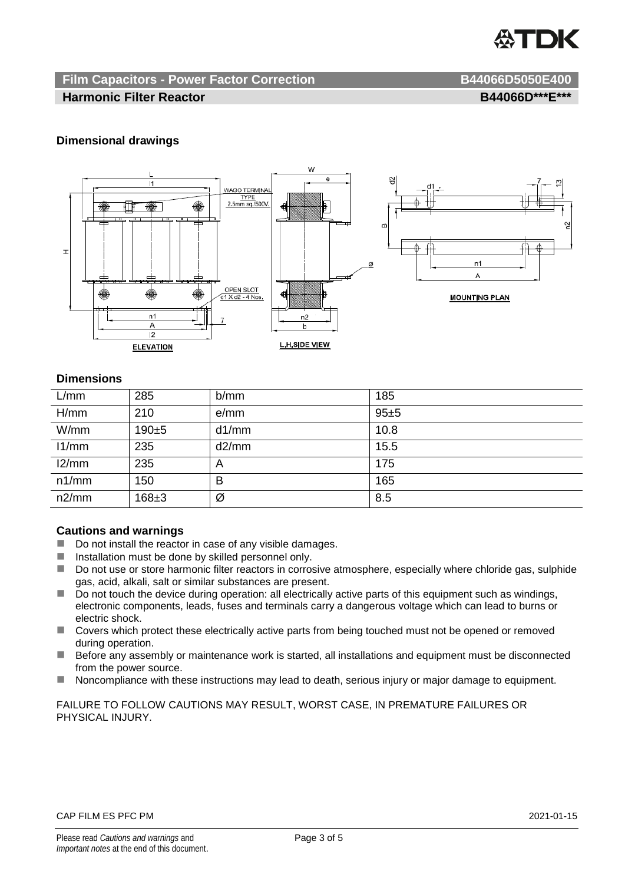**Film Capacitors - Power Factor Correction** **B44066D5050E400**

**Harmonic Filter Reactor** **B44066D\*\*\*E\*\*\***

### Dimensional drawings

### Dimensions

| L/mm | 285 | b/mm | 185 |
|---|---|---|---|
| H/mm | 210 | e/mm | 95±5 |
| W/mm | 190±5 | d1/mm | 10.8 |
| l1/mm | 235 | d2/mm | 15.5 |
| l2/mm | 235 | A | 175 |
| n1/mm | 150 | B | 165 |
| n2/mm | 168±3 | Ø | 8.5 |

### Cautions and warnings

- Do not install the reactor in case of any visible damages.
- Installation must be done by skilled personnel only.
- Do not use or store harmonic filter reactors in corrosive atmosphere, especially where chloride gas, sulphide gas, acid, alkali, salt or similar substances are present.
- Do not touch the device during operation: all electrically active parts of this equipment such as windings, electronic components, leads, fuses and terminals carry a dangerous voltage which can lead to burns or electric shock.
- Covers which protect these electrically active parts from being touched must not be opened or removed during operation.
- Before any assembly or maintenance work is started, all installations and equipment must be disconnected from the power source.
- Noncompliance with these instructions may lead to death, serious injury or major damage to equipment.

FAILURE TO FOLLOW CAUTIONS MAY RESULT, WORST CASE, IN PREMATURE FAILURES OR PHYSICAL INJURY.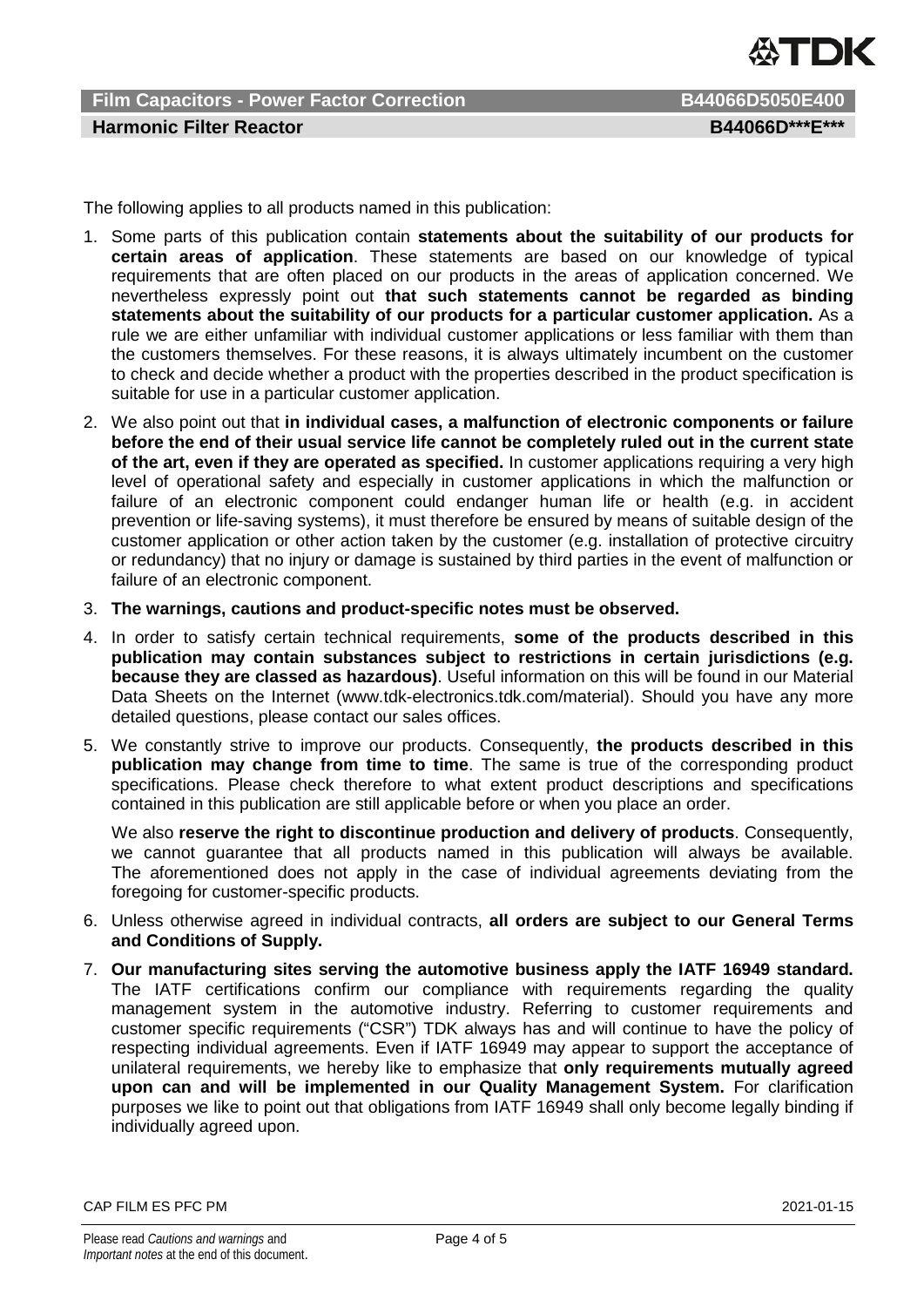The following applies to all products named in this publication:

1. Some parts of this publication contain **statements about the suitability of our products for certain areas of application**. These statements are based on our knowledge of typical requirements that are often placed on our products in the areas of application concerned. We nevertheless expressly point out **that such statements cannot be regarded as binding statements about the suitability of our products for a particular customer application.** As a rule we are either unfamiliar with individual customer applications or less familiar with them than the customers themselves. For these reasons, it is always ultimately incumbent on the customer to check and decide whether a product with the properties described in the product specification is suitable for use in a particular customer application.
2. We also point out that **in individual cases, a malfunction of electronic components or failure before the end of their usual service life cannot be completely ruled out in the current state of the art, even if they are operated as specified.** In customer applications requiring a very high level of operational safety and especially in customer applications in which the malfunction or failure of an electronic component could endanger human life or health (e.g. in accident prevention or life-saving systems), it must therefore be ensured by means of suitable design of the customer application or other action taken by the customer (e.g. installation of protective circuitry or redundancy) that no injury or damage is sustained by third parties in the event of malfunction or failure of an electronic component.
3. **The warnings, cautions and product-specific notes must be observed.**
4. In order to satisfy certain technical requirements, **some of the products described in this publication may contain substances subject to restrictions in certain jurisdictions (e.g. because they are classed as hazardous)**. Useful information on this will be found in our Material Data Sheets on the Internet (www.tdk-electronics.tdk.com/material). Should you have any more detailed questions, please contact our sales offices.
5. We constantly strive to improve our products. Consequently, **the products described in this publication may change from time to time**. The same is true of the corresponding product specifications. Please check therefore to what extent product descriptions and specifications contained in this publication are still applicable before or when you place an order.

   We also **reserve the right to discontinue production and delivery of products**. Consequently, we cannot guarantee that all products named in this publication will always be available. The aforementioned does not apply in the case of individual agreements deviating from the foregoing for customer-specific products.
6. Unless otherwise agreed in individual contracts, **all orders are subject to our General Terms and Conditions of Supply.**
7. **Our manufacturing sites serving the automotive business apply the IATF 16949 standard.** The IATF certifications confirm our compliance with requirements regarding the quality management system in the automotive industry. Referring to customer requirements and customer specific requirements ("CSR") TDK always has and will continue to have the policy of respecting individual agreements. Even if IATF 16949 may appear to support the acceptance of unilateral requirements, we hereby like to emphasize that **only requirements mutually agreed upon can and will be implemented in our Quality Management System.** For clarification purposes we like to point out that obligations from IATF 16949 shall only become legally binding if individually agreed upon.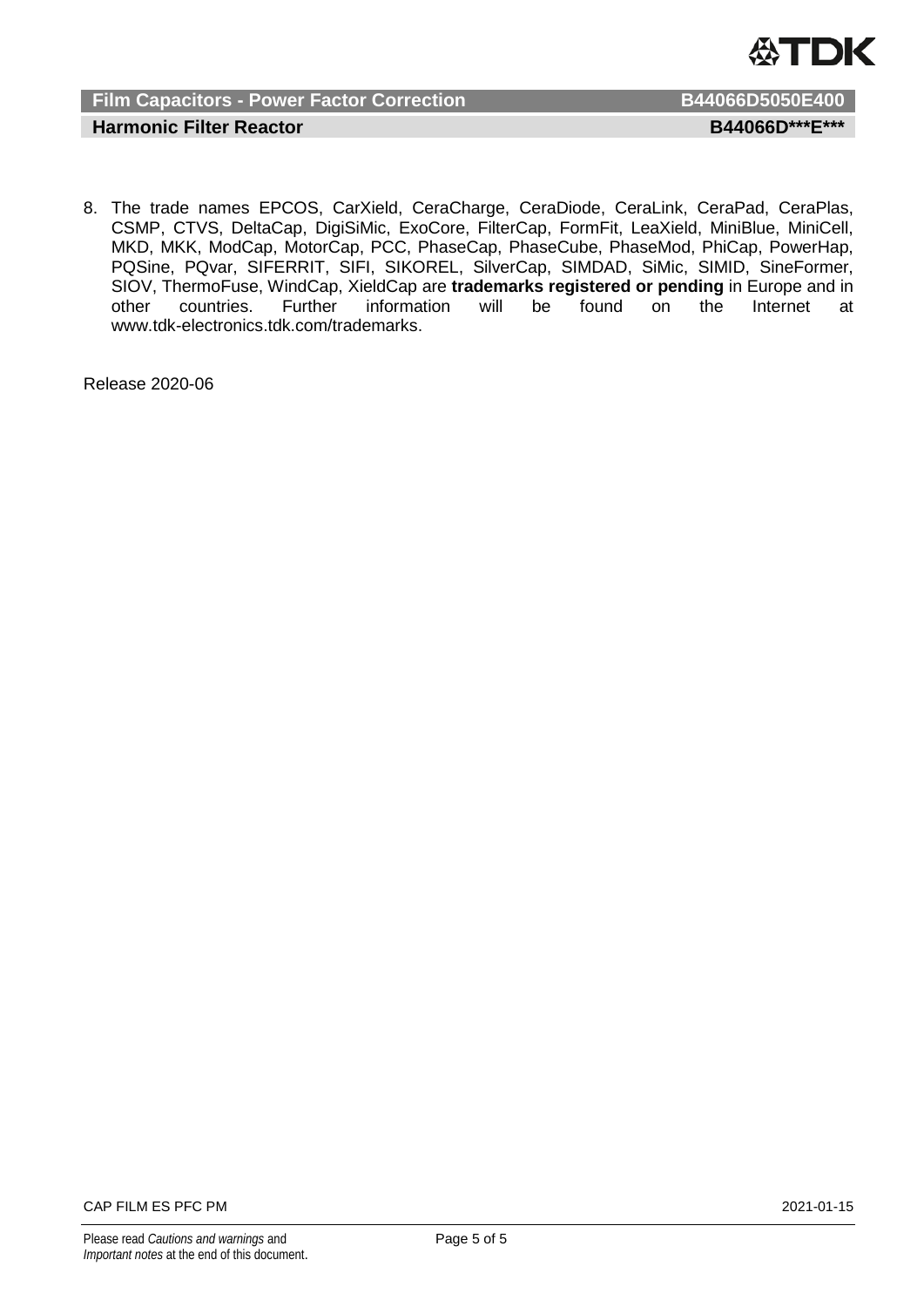8. The trade names EPCOS, CarXield, CeraCharge, CeraDiode, CeraLink, CeraPad, CeraPlas, CSMP, CTVS, DeltaCap, DigiSiMic, ExoCore, FilterCap, FormFit, LeaXield, MiniBlue, MiniCell, MKD, MKK, ModCap, MotorCap, PCC, PhaseCap, PhaseCube, PhaseMod, PhiCap, PowerHap, PQSine, PQvar, SIFERRIT, SIFI, SIKOREL, SilverCap, SIMDAD, SiMic, SIMID, SineFormer, SIOV, ThermoFuse, WindCap, XieldCap are **trademarks registered or pending** in Europe and in other countries. Further information will be found on the Internet at www.tdk-electronics.tdk.com/trademarks.

Release 2020-06